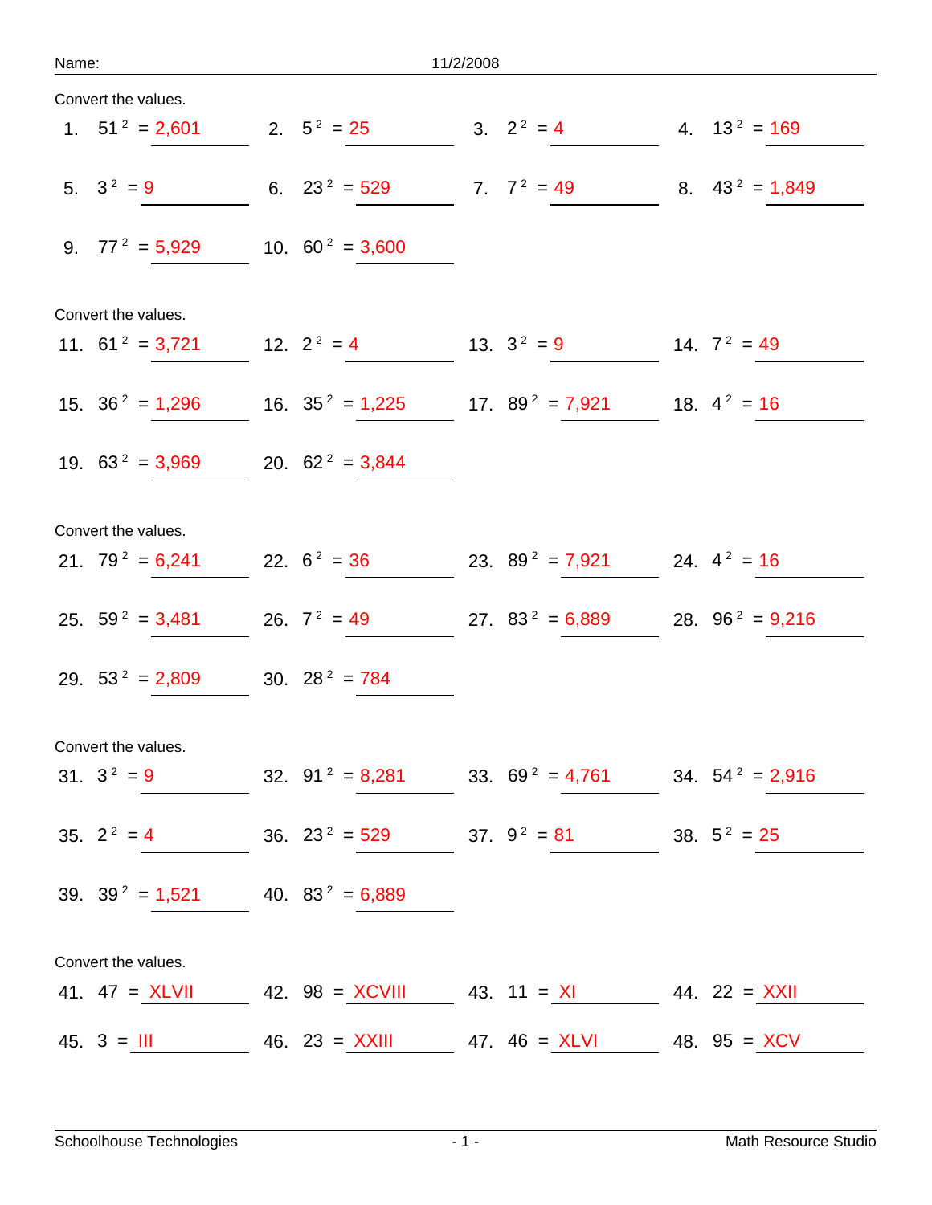Name: 11/2/2008

Convert the values.

1. $51^2$ = 2,601
2. $5^2$ = 25
3. $2^2$ = 4
4. $13^2$ = 169
5. $3^2$ = 9
6. $23^2$ = 529
7. $7^2$ = 49
8. $43^2$ = 1,849
9. $77^2$ = 5,929
10. $60^2$ = 3,600

Convert the values.

11. $61^2$ = 3,721
12. $2^2$ = 4
13. $3^2$ = 9
14. $7^2$ = 49
15. $36^2$ = 1,296
16. $35^2$ = 1,225
17. $89^2$ = 7,921
18. $4^2$ = 16
19. $63^2$ = 3,969
20. $62^2$ = 3,844

Convert the values.

21. $79^2$ = 6,241
22. $6^2$ = 36
23. $89^2$ = 7,921
24. $4^2$ = 16
25. $59^2$ = 3,481
26. $7^2$ = 49
27. $83^2$ = 6,889
28. $96^2$ = 9,216
29. $53^2$ = 2,809
30. $28^2$ = 784

Convert the values.

31. $3^2$ = 9
32. $91^2$ = 8,281
33. $69^2$ = 4,761
34. $54^2$ = 2,916
35. $2^2$ = 4
36. $23^2$ = 529
37. $9^2$ = 81
38. $5^2$ = 25
39. $39^2$ = 1,521
40. $83^2$ = 6,889

Convert the values.

41. 47 = XLVII
42. 98 = XCVIII
43. 11 = XI
44. 22 = XXII
45. 3 = III
46. 23 = XXIII
47. 46 = XLVI
48. 95 = XCV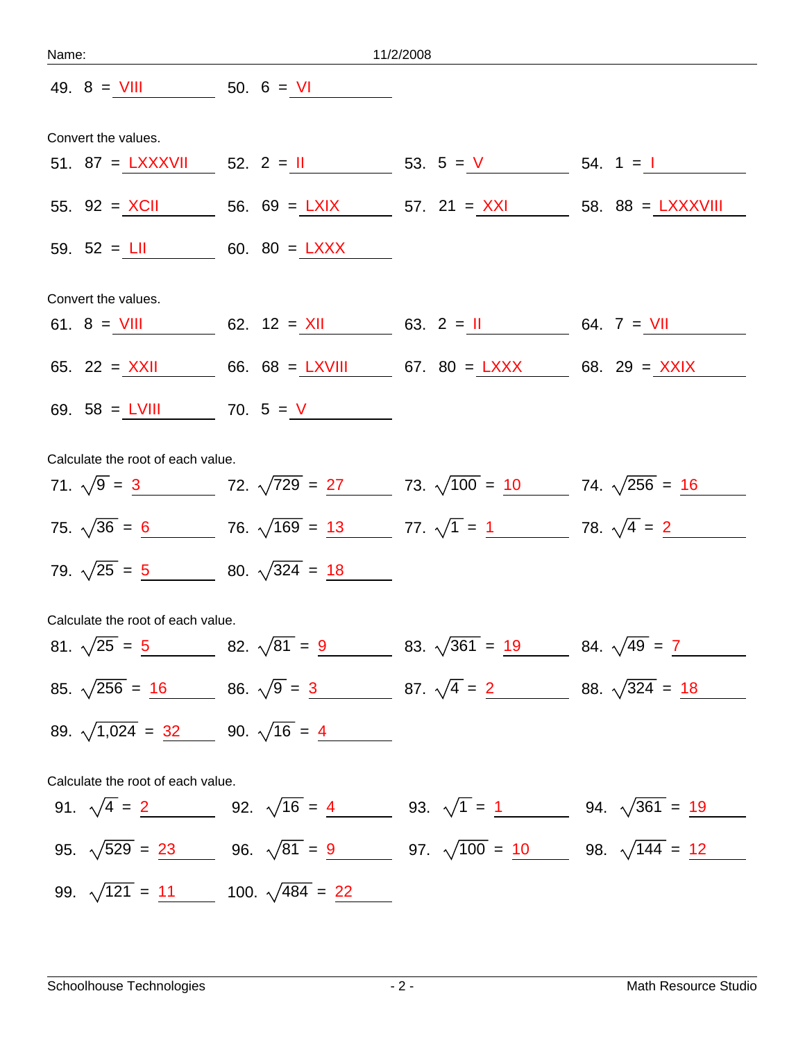Name: 11/2/2008

49. 8 = VIII

50. 6 = VI

Convert the values.

51. 87 = LXXXVII

52. 2 = II

53. 5 = V

54. 1 = I

55. 92 = XCII

56. 69 = LXIX

57. 21 = XXI

58. 88 = LXXXVIII

59. 52 = LII

60. 80 = LXXX

Convert the values.

61. 8 = VIII

62. 12 = XII

63. 2 = II

64. 7 = VII

65. 22 = XXII

66. 68 = LXVIII

67. 80 = LXXX

68. 29 = XXIX

69. 58 = LVIII

70. 5 = V

Calculate the root of each value.

71. $\sqrt{9} = 3$

72. $\sqrt{729} = 27$

73. $\sqrt{100} = 10$

74. $\sqrt{256} = 16$

75. $\sqrt{36} = 6$

76. $\sqrt{169} = 13$

77. $\sqrt{1} = 1$

78. $\sqrt{4} = 2$

79. $\sqrt{25} = 5$

80. $\sqrt{324} = 18$

Calculate the root of each value.

81. $\sqrt{25} = 5$

82. $\sqrt{81} = 9$

83. $\sqrt{361} = 19$

84. $\sqrt{49} = 7$

85. $\sqrt{256} = 16$

86. $\sqrt{9} = 3$

87. $\sqrt{4} = 2$

88. $\sqrt{324} = 18$

89. $\sqrt{1{,}024} = 32$

90. $\sqrt{16} = 4$

Calculate the root of each value.

91. $\sqrt{4} = 2$

92. $\sqrt{16} = 4$

93. $\sqrt{1} = 1$

94. $\sqrt{361} = 19$

95. $\sqrt{529} = 23$

96. $\sqrt{81} = 9$

97. $\sqrt{100} = 10$

98. $\sqrt{144} = 12$

99. $\sqrt{121} = 11$

100. $\sqrt{484} = 22$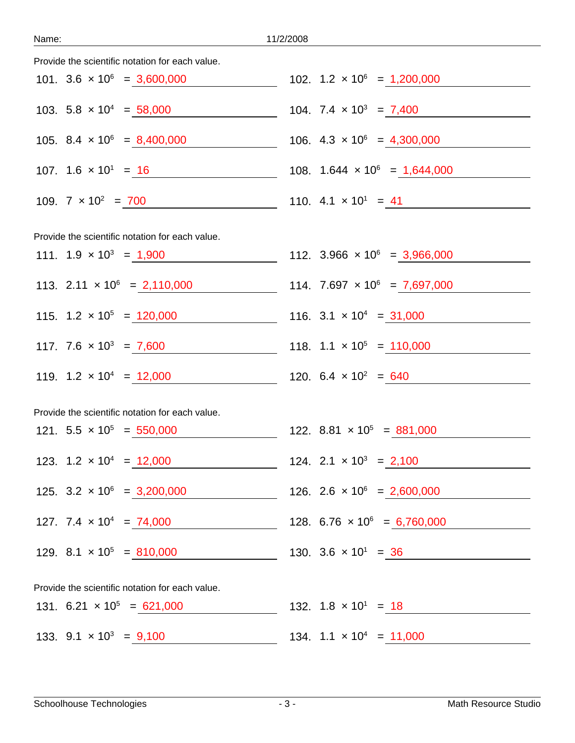Name: 11/2/2008

Provide the scientific notation for each value.

101. $3.6 \times 10^{6}$ = 3,600,000

102. $1.2 \times 10^{6}$ = 1,200,000

103. $5.8 \times 10^{4}$ = 58,000

104. $7.4 \times 10^{3}$ = 7,400

105. $8.4 \times 10^{6}$ = 8,400,000

106. $4.3 \times 10^{6}$ = 4,300,000

107. $1.6 \times 10^{1}$ = 16

108. $1.644 \times 10^{6}$ = 1,644,000

109. $7 \times 10^{2}$ = 700

110. $4.1 \times 10^{1}$ = 41

Provide the scientific notation for each value.

111. $1.9 \times 10^{3}$ = 1,900

112. $3.966 \times 10^{6}$ = 3,966,000

113. $2.11 \times 10^{6}$ = 2,110,000

114. $7.697 \times 10^{6}$ = 7,697,000

115. $1.2 \times 10^{5}$ = 120,000

116. $3.1 \times 10^{4}$ = 31,000

117. $7.6 \times 10^{3}$ = 7,600

118. $1.1 \times 10^{5}$ = 110,000

119. $1.2 \times 10^{4}$ = 12,000

120. $6.4 \times 10^{2}$ = 640

Provide the scientific notation for each value.

121. $5.5 \times 10^{5}$ = 550,000

122. $8.81 \times 10^{5}$ = 881,000

123. $1.2 \times 10^{4}$ = 12,000

124. $2.1 \times 10^{3}$ = 2,100

125. $3.2 \times 10^{6}$ = 3,200,000

126. $2.6 \times 10^{6}$ = 2,600,000

127. $7.4 \times 10^{4}$ = 74,000

128. $6.76 \times 10^{6}$ = 6,760,000

129. $8.1 \times 10^{5}$ = 810,000

130. $3.6 \times 10^{1}$ = 36

Provide the scientific notation for each value.

131. $6.21 \times 10^{5}$ = 621,000

132. $1.8 \times 10^{1}$ = 18

133. $9.1 \times 10^{3}$ = 9,100

134. $1.1 \times 10^{4}$ = 11,000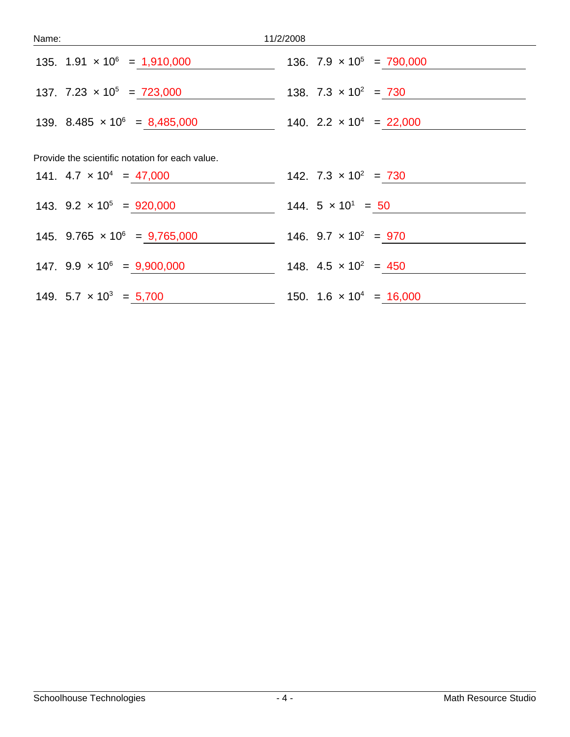Name: 11/2/2008

135. $1.91 \times 10^6$ = 1,910,000

136. $7.9 \times 10^5$ = 790,000

137. $7.23 \times 10^5$ = 723,000

138. $7.3 \times 10^2$ = 730

139. $8.485 \times 10^6$ = 8,485,000

140. $2.2 \times 10^4$ = 22,000

Provide the scientific notation for each value.

141. $4.7 \times 10^4$ = 47,000

142. $7.3 \times 10^2$ = 730

143. $9.2 \times 10^5$ = 920,000

144. $5 \times 10^1$ = 50

145. $9.765 \times 10^6$ = 9,765,000

146. $9.7 \times 10^2$ = 970

147. $9.9 \times 10^6$ = 9,900,000

148. $4.5 \times 10^2$ = 450

149. $5.7 \times 10^3$ = 5,700

150. $1.6 \times 10^4$ = 16,000